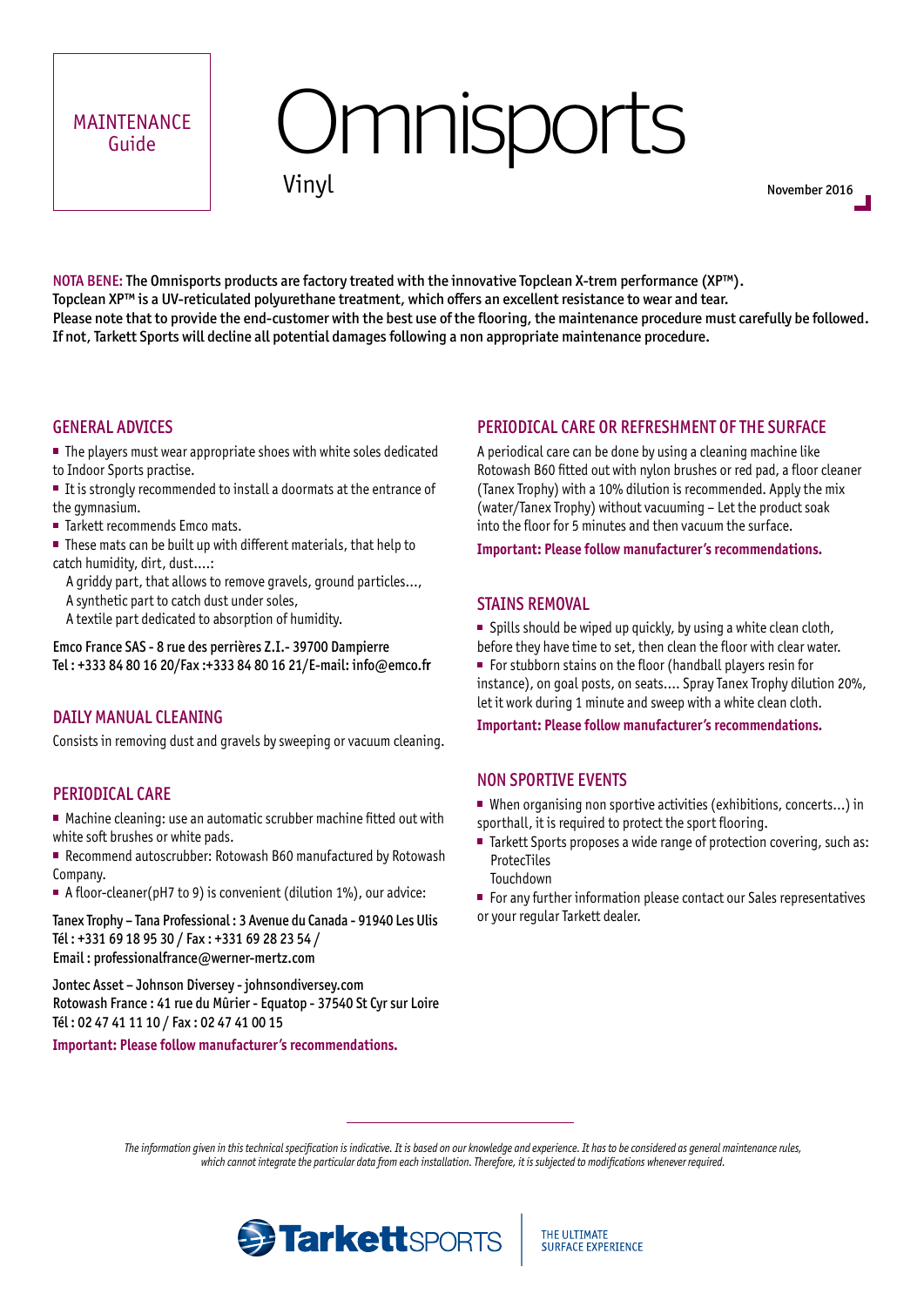MAINTENANCE Guide

# Omnisports

Vinyl

November 2016

NOTA BENE: **The Omnisports products are factory treated with the innovative Topclean X-trem performance (XP™). Topclean XP™ is a UV-reticulated polyurethane treatment, which offers an excellent resistance to wear and tear. Please note that to provide the end-customer with the best use of the flooring, the maintenance procedure must carefully be followed. If not, Tarkett Sports will decline all potential damages following a non appropriate maintenance procedure.**

## GENERAL ADVICES

- The players must wear appropriate shoes with white soles dedicated to Indoor Sports practise.
- It is strongly recommended to install a doormats at the entrance of the gymnasium.
- Tarkett recommends Emco mats.
- These mats can be built up with different materials, that help to catch humidity, dirt, dust....:
  A griddy part, that allows to remove gravels, ground particles...,
  A synthetic part to catch dust under soles,
  A textile part dedicated to absorption of humidity.

Emco France SAS - 8 rue des perrières Z.I.- 39700 Dampierre
Tel : +333 84 80 16 20/Fax :+333 84 80 16 21/E-mail: info@emco.fr

## DAILY MANUAL CLEANING

Consists in removing dust and gravels by sweeping or vacuum cleaning.

## PERIODICAL CARE

- Machine cleaning: use an automatic scrubber machine fitted out with white soft brushes or white pads.
- Recommend autoscrubber: Rotowash B60 manufactured by Rotowash Company.
- A floor-cleaner(pH7 to 9) is convenient (dilution 1%), our advice:

Tanex Trophy – Tana Professional : 3 Avenue du Canada - 91940 Les Ulis
Tél : +331 69 18 95 30 / Fax : +331 69 28 23 54 /
Email : professionalfrance@werner-mertz.com

Jontec Asset – Johnson Diversey - johnsondiversey.com
Rotowash France : 41 rue du Mûrier - Equatop - 37540 St Cyr sur Loire
Tél : 02 47 41 11 10 / Fax : 02 47 41 00 15

**Important: Please follow manufacturer's recommendations.**

## PERIODICAL CARE OR REFRESHMENT OF THE SURFACE

A periodical care can be done by using a cleaning machine like Rotowash B60 fitted out with nylon brushes or red pad, a floor cleaner (Tanex Trophy) with a 10% dilution is recommended. Apply the mix (water/Tanex Trophy) without vacuuming – Let the product soak into the floor for 5 minutes and then vacuum the surface.

**Important: Please follow manufacturer's recommendations.**

## STAINS REMOVAL

- Spills should be wiped up quickly, by using a white clean cloth, before they have time to set, then clean the floor with clear water.
- For stubborn stains on the floor (handball players resin for instance), on goal posts, on seats.... Spray Tanex Trophy dilution 20%, let it work during 1 minute and sweep with a white clean cloth.

**Important: Please follow manufacturer's recommendations.**

## NON SPORTIVE EVENTS

- When organising non sportive activities (exhibitions, concerts...) in sporthall, it is required to protect the sport flooring.
- Tarkett Sports proposes a wide range of protection covering, such as:
  ProtecTiles
  Touchdown
- For any further information please contact our Sales representatives or your regular Tarkett dealer.

*The information given in this technical specification is indicative. It is based on our knowledge and experience. It has to be considered as general maintenance rules, which cannot integrate the particular data from each installation. Therefore, it is subjected to modifications whenever required.*

TarkettSPORTS | THE ULTIMATE SURFACE EXPERIENCE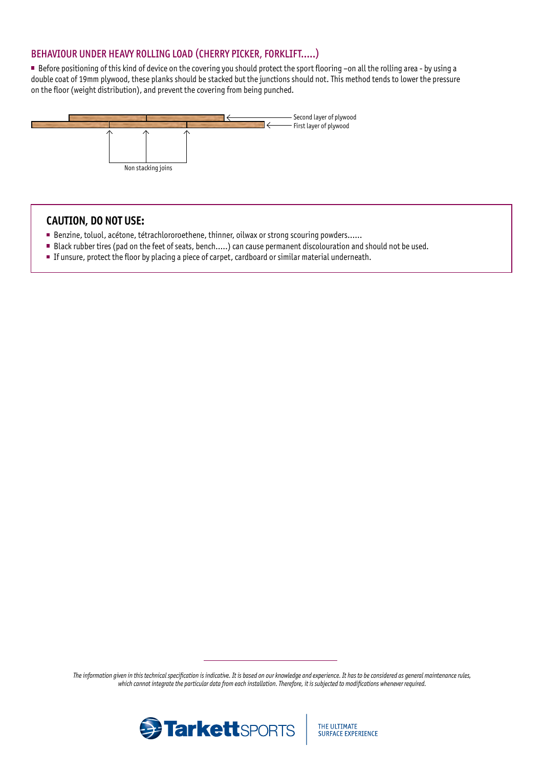## BEHAVIOUR UNDER HEAVY ROLLING LOAD (CHERRY PICKER, FORKLIFT.....)

- Before positioning of this kind of device on the covering you should protect the sport flooring –on all the rolling area - by using a double coat of 19mm plywood, these planks should be stacked but the junctions should not. This method tends to lower the pressure on the floor (weight distribution), and prevent the covering from being punched.

Second layer of plywood
First layer of plywood
Non stacking joins

### CAUTION, DO NOT USE:

- Benzine, toluol, acétone, tétrachlororoethene, thinner, oilwax or strong scouring powders......
- Black rubber tires (pad on the feet of seats, bench.....) can cause permanent discolouration and should not be used.
- If unsure, protect the floor by placing a piece of carpet, cardboard or similar material underneath.

*The information given in this technical specification is indicative. It is based on our knowledge and experience. It has to be considered as general maintenance rules, which cannot integrate the particular data from each installation. Therefore, it is subjected to modifications whenever required.*

TarkettSPORTS

THE ULTIMATE SURFACE EXPERIENCE